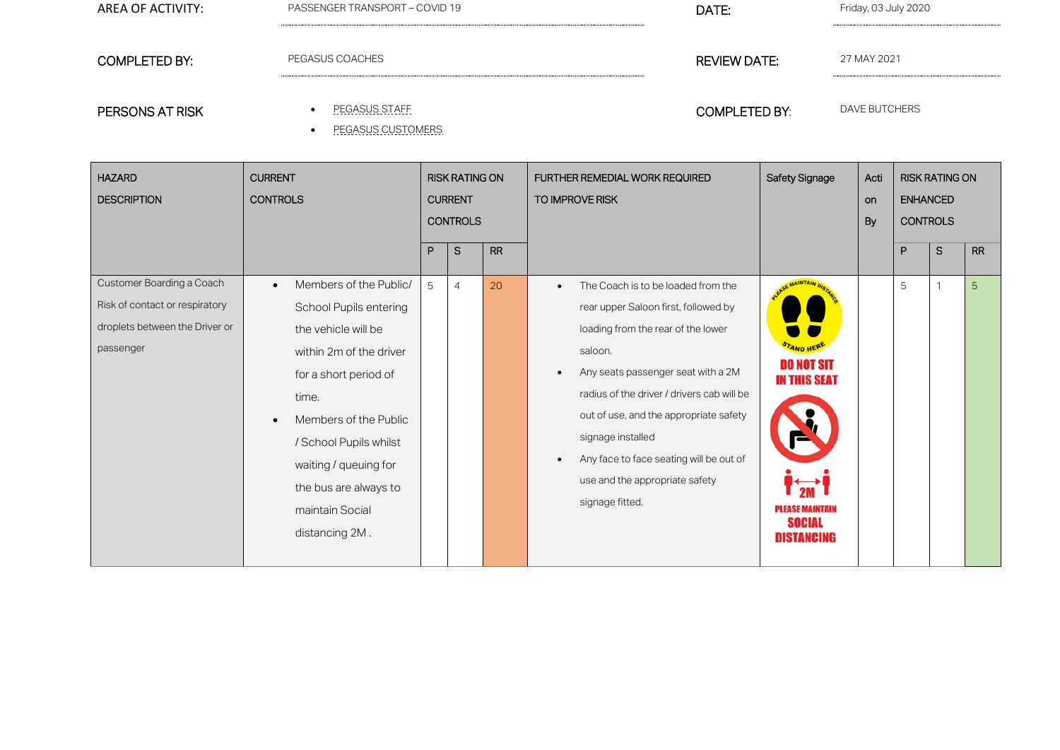| AREA OF ACTIVITY: | PASSENGER TRANSPORT – COVID 19 | DATE: | Friday, 03 July 2020 |
|---|---|---|---|
| COMPLETED BY: | PEGASUS COACHES | REVIEW DATE: | 27 MAY 2021 |
| PERSONS AT RISK | • PEGASUS STAFF<br>• PEGASUS CUSTOMERS | COMPLETED BY: | DAVE BUTCHERS |

| HAZARD DESCRIPTION | CURRENT CONTROLS | RISK RATING ON CURRENT CONTROLS | | | FURTHER REMEDIAL WORK REQUIRED TO IMPROVE RISK | Safety Signage | Action By | RISK RATING ON ENHANCED CONTROLS | | |
|---|---|---|---|---|---|---|---|---|---|---|
| | | P | S | RR | | | | P | S | RR |
| Customer Boarding a Coach<br>Risk of contact or respiratory droplets between the Driver or passenger | • Members of the Public/ School Pupils entering the vehicle will be within 2m of the driver for a short period of time.<br>• Members of the Public / School Pupils whilst waiting / queuing for the bus are always to maintain Social distancing 2M . | 5 | 4 | 20 | • The Coach is to be loaded from the rear upper Saloon first, followed by loading from the rear of the lower saloon.<br>• Any seats passenger seat with a 2M radius of the driver / drivers cab will be out of use, and the appropriate safety signage installed<br>• Any face to face seating will be out of use and the appropriate safety signage fitted. | PLEASE MAINTAIN DISTANCE STAND HERE<br>DO NOT SIT IN THIS SEAT<br>2M PLEASE MAINTAIN SOCIAL DISTANCING | | 5 | 1 | 5 |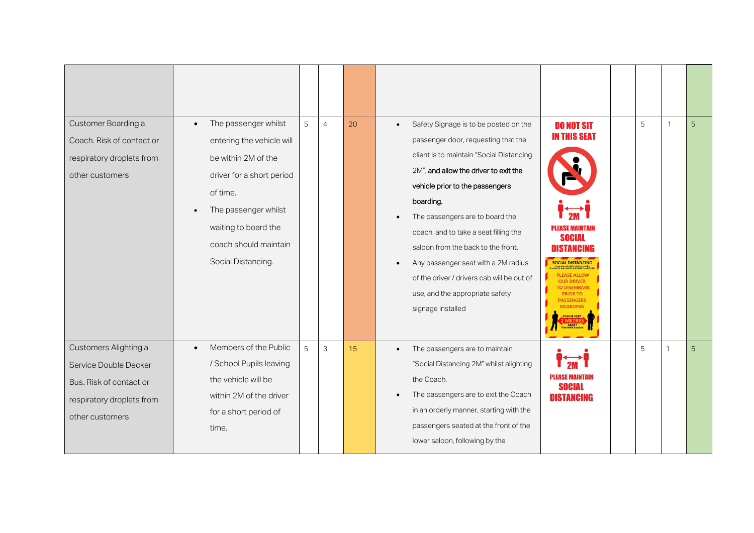| | | | | | | | | | | |
|---|---|---|---|---|---|---|---|---|---|---|
| | | | | | | | | | | |
| Customer Boarding a Coach. Risk of contact or respiratory droplets from other customers | • The passenger whilst entering the vehicle will be within 2M of the driver for a short period of time.<br>• The passenger whilst waiting to board the coach should maintain Social Distancing. | 5 | 4 | 20 | • Safety Signage is to be posted on the passenger door, requesting that the client is to maintain "Social Distancing 2M", **and allow the driver to exit the vehicle prior to the passengers boarding.**<br>• The passengers are to board the coach, and to take a seat filling the saloon from the back to the front.<br>• Any passenger seat with a 2M radius of the driver / drivers cab will be out of use, and the appropriate safety signage installed | DO NOT SIT IN THIS SEAT<br>2M PLEASE MAINTAIN SOCIAL DISTANCING<br>SOCIAL DISTANCING PLEASE ALLOW OUR DRIVER TO DISEMBARK PRIOR TO PASSENGERS BOARDING PLEASE KEEP 2 METRES APART | | 5 | 1 | 5 |
| Customers Alighting a Service Double Decker Bus. Risk of contact or respiratory droplets from other customers | • Members of the Public / School Pupils leaving the vehicle will be within 2M of the driver for a short period of time. | 5 | 3 | 15 | • The passengers are to maintain "Social Distancing 2M" whilst alighting the Coach.<br>• The passengers are to exit the Coach in an orderly manner, starting with the passengers seated at the front of the lower saloon, following by the | 2M PLEASE MAINTAIN SOCIAL DISTANCING | | 5 | 1 | 5 |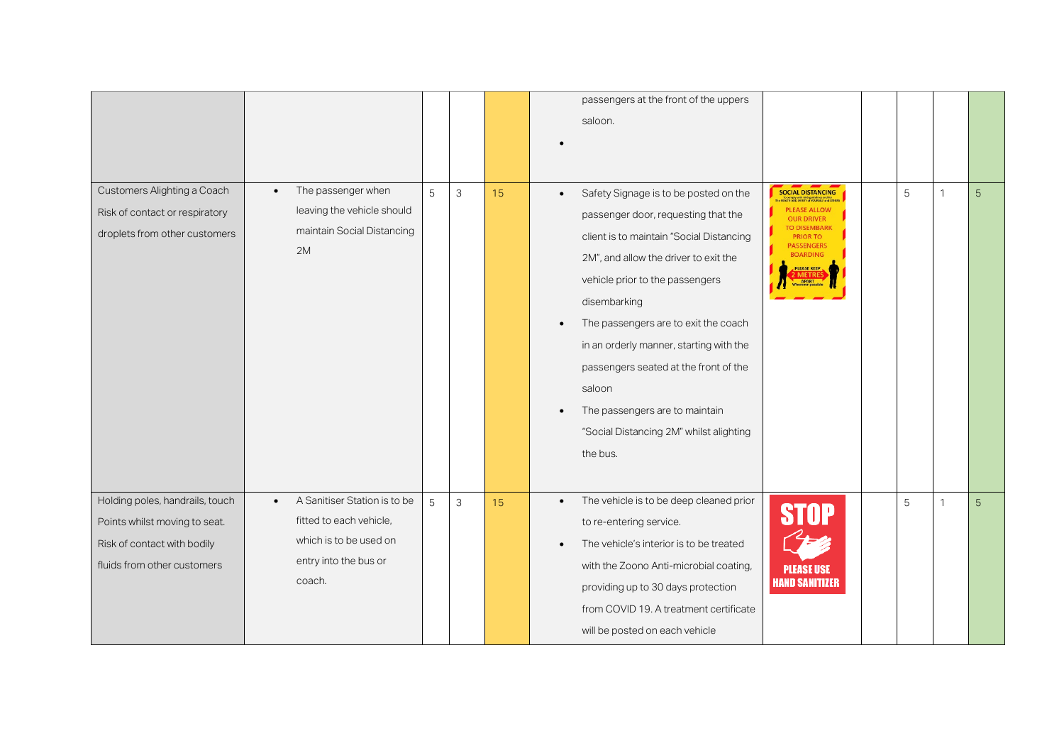| | | | | | | | | | | |
|---|---|---|---|---|---|---|---|---|---|---|
| | | | | | passengers at the front of the uppers saloon.<br>• | | | | | |
| Customers Alighting a Coach<br>Risk of contact or respiratory droplets from other customers | • The passenger when leaving the vehicle should maintain Social Distancing 2M | 5 | 3 | 15 | • Safety Signage is to be posted on the passenger door, requesting that the client is to maintain "Social Distancing 2M", and allow the driver to exit the vehicle prior to the passengers disembarking<br>• The passengers are to exit the coach in an orderly manner, starting with the passengers seated at the front of the saloon<br>• The passengers are to maintain "Social Distancing 2M" whilst alighting the bus. | | | 5 | 1 | 5 |
| Holding poles, handrails, touch Points whilst moving to seat.<br>Risk of contact with bodily fluids from other customers | • A Sanitiser Station is to be fitted to each vehicle, which is to be used on entry into the bus or coach. | 5 | 3 | 15 | • The vehicle is to be deep cleaned prior to re-entering service.<br>• The vehicle's interior is to be treated with the Zoono Anti-microbial coating, providing up to 30 days protection from COVID 19. A treatment certificate will be posted on each vehicle | | | 5 | 1 | 5 |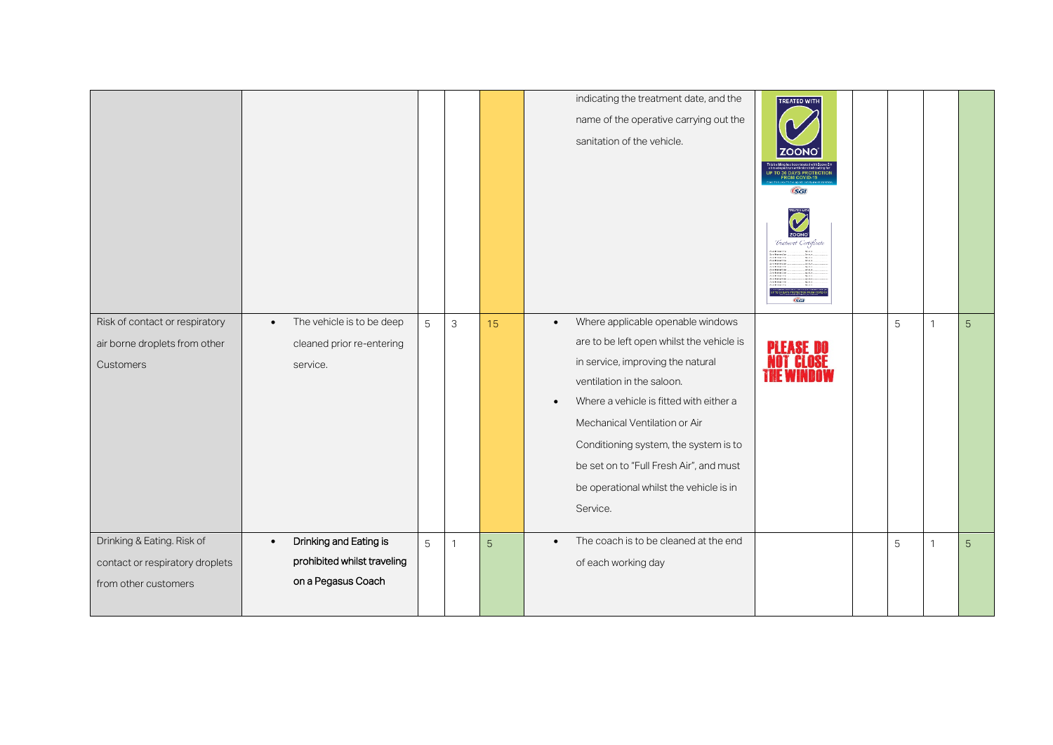| | | | | | | | | | | |
|---|---|---|---|---|---|---|---|---|---|---|
| | | | | | indicating the treatment date, and the name of the operative carrying out the sanitation of the vehicle. | | | | | |
| Risk of contact or respiratory air borne droplets from other Customers | • The vehicle is to be deep cleaned prior re-entering service. | 5 | 3 | 15 | • Where applicable openable windows are to be left open whilst the vehicle is in service, improving the natural ventilation in the saloon.<br>• Where a vehicle is fitted with either a Mechanical Ventilation or Air Conditioning system, the system is to be set on to "Full Fresh Air", and must be operational whilst the vehicle is in Service. | PLEASE DO NOT CLOSE THE WINDOW | | 5 | 1 | 5 |
| Drinking & Eating. Risk of contact or respiratory droplets from other customers | • **Drinking and Eating is prohibited whilst traveling on a Pegasus Coach** | 5 | 1 | 5 | • The coach is to be cleaned at the end of each working day | | | 5 | 1 | 5 |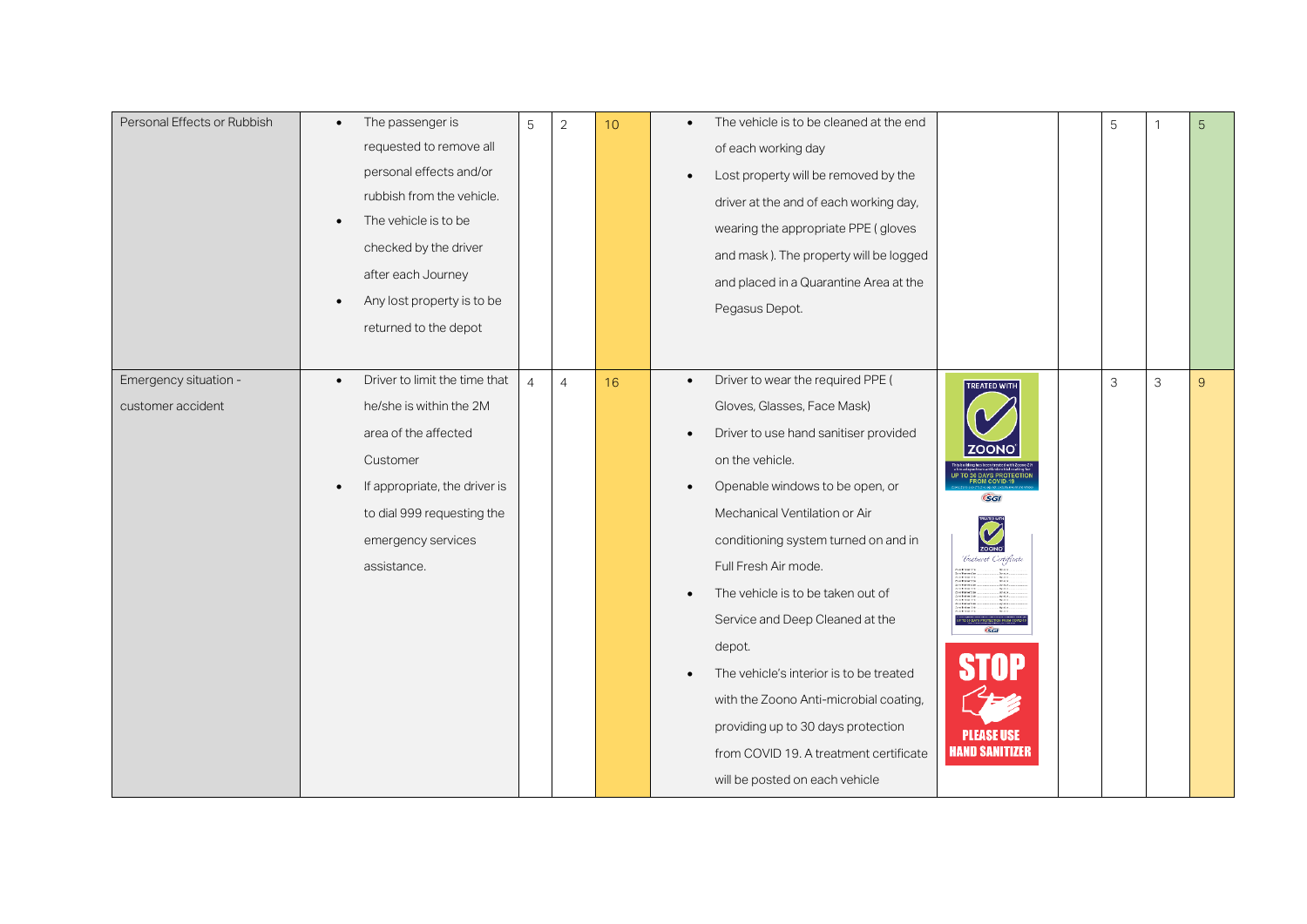| | | | | | | | | | | |
|---|---|---|---|---|---|---|---|---|---|---|
| Personal Effects or Rubbish | • The passenger is requested to remove all personal effects and/or rubbish from the vehicle.<br>• The vehicle is to be checked by the driver after each Journey<br>• Any lost property is to be returned to the depot | 5 | 2 | 10 | • The vehicle is to be cleaned at the end of each working day<br>• Lost property will be removed by the driver at the and of each working day, wearing the appropriate PPE ( gloves and mask ). The property will be logged and placed in a Quarantine Area at the Pegasus Depot. | | | 5 | 1 | 5 |
| Emergency situation - customer accident | • Driver to limit the time that he/she is within the 2M area of the affected Customer<br>• If appropriate, the driver is to dial 999 requesting the emergency services assistance. | 4 | 4 | 16 | • Driver to wear the required PPE ( Gloves, Glasses, Face Mask)<br>• Driver to use hand sanitiser provided on the vehicle.<br>• Openable windows to be open, or Mechanical Ventilation or Air conditioning system turned on and in Full Fresh Air mode.<br>• The vehicle is to be taken out of Service and Deep Cleaned at the depot.<br>• The vehicle's interior is to be treated with the Zoono Anti-microbial coating, providing up to 30 days protection from COVID 19. A treatment certificate will be posted on each vehicle | TREATED WITH ZOONO UP TO 30 DAYS PROTECTION FROM COVID-19 SGI<br>STOP PLEASE USE HAND SANITIZER | | 3 | 3 | 9 |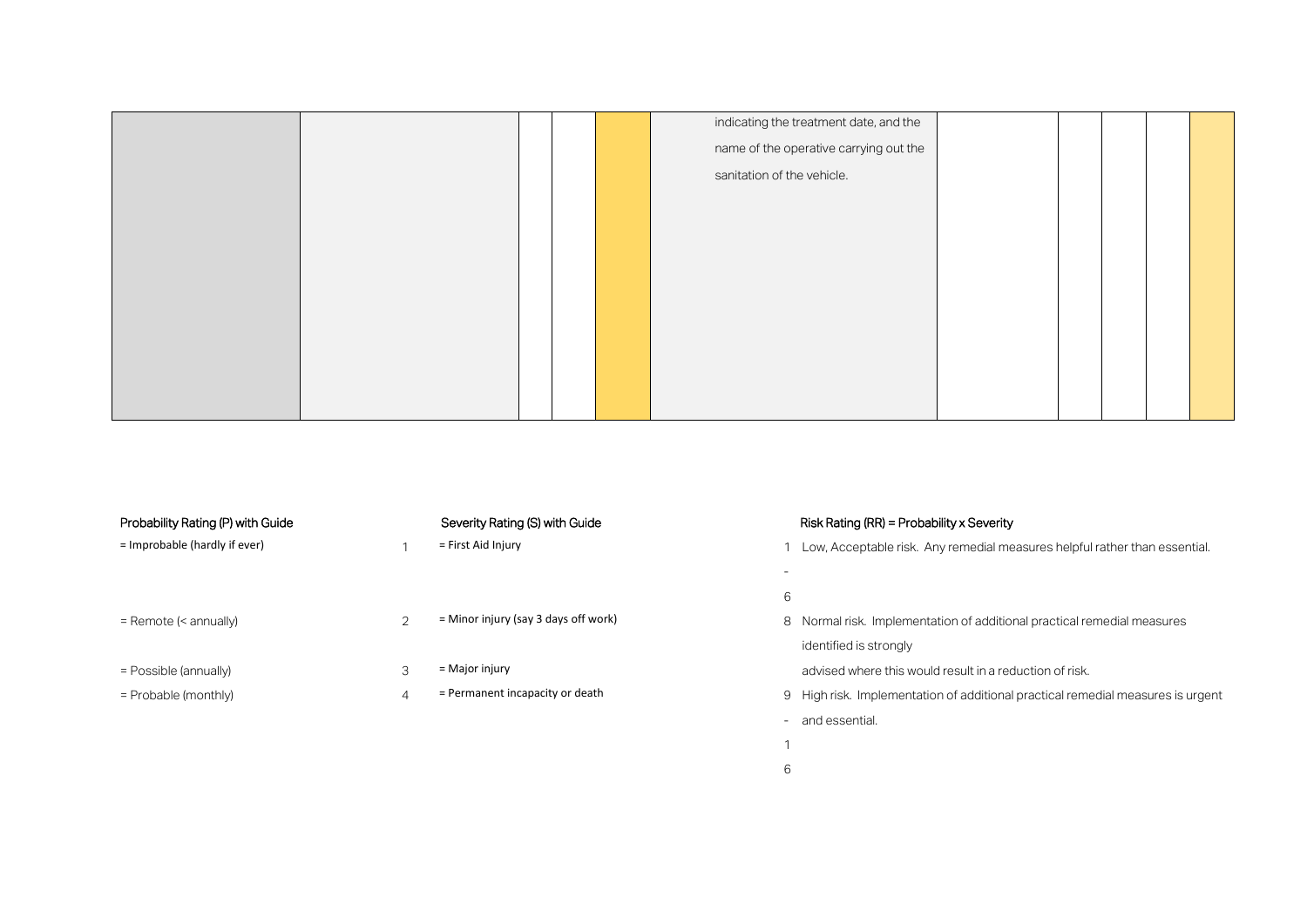|  |  |  |  |  | indicating the treatment date, and the name of the operative carrying out the sanitation of the vehicle. |  |  |  |  |  |
|---|---|---|---|---|---|---|---|---|---|---|

| Probability Rating (P) with Guide | | Severity Rating (S) with Guide | | Risk Rating (RR) = Probability x Severity |
|---|---|---|---|---|
| = Improbable (hardly if ever) | 1 | = First Aid Injury | 1 - 6 | Low, Acceptable risk. Any remedial measures helpful rather than essential. |
| = Remote (< annually) | 2 | = Minor injury (say 3 days off work) | 8 | Normal risk. Implementation of additional practical remedial measures identified is strongly advised where this would result in a reduction of risk. |
| = Possible (annually) | 3 | = Major injury | | |
| = Probable (monthly) | 4 | = Permanent incapacity or death | 9 - 16 | High risk. Implementation of additional practical remedial measures is urgent and essential. |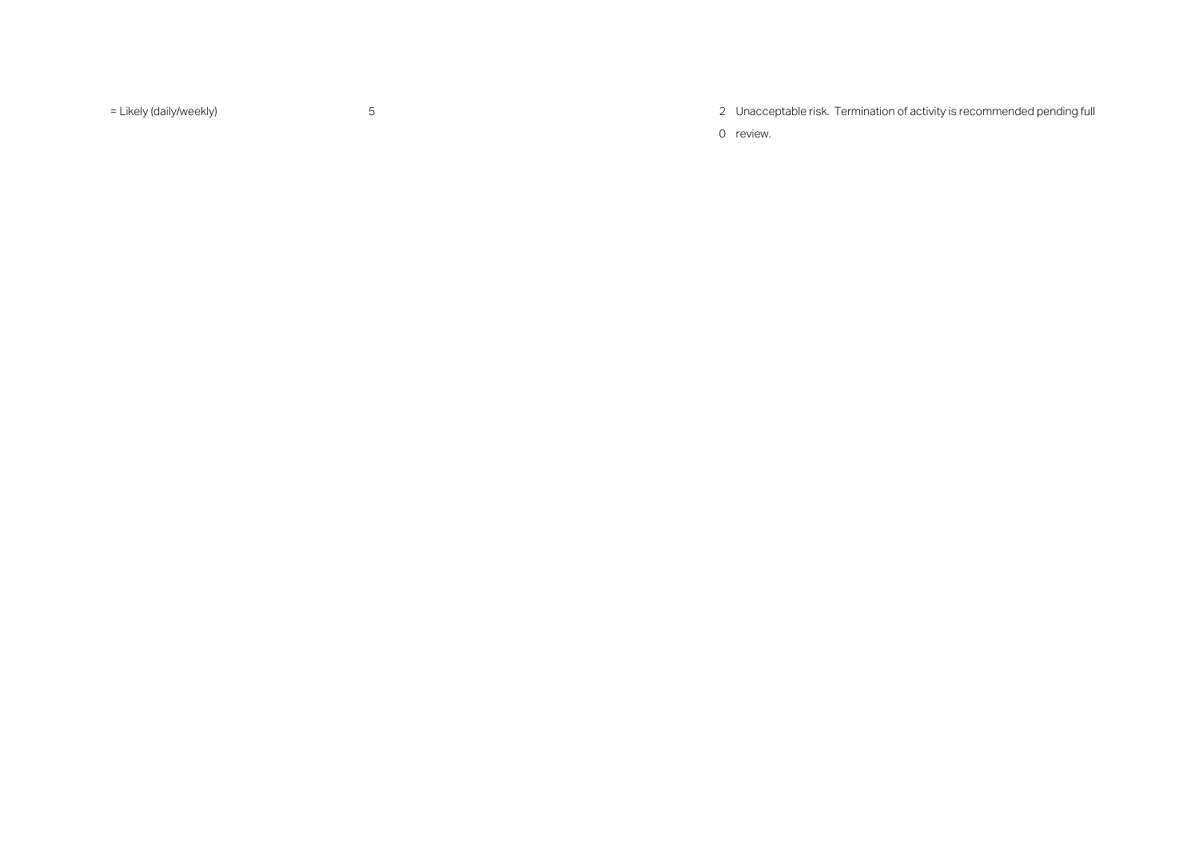| | | | |
|---|---|---|---|
| = Likely (daily/weekly) | 5 | 2<br>0 | Unacceptable risk. Termination of activity is recommended pending full review. |